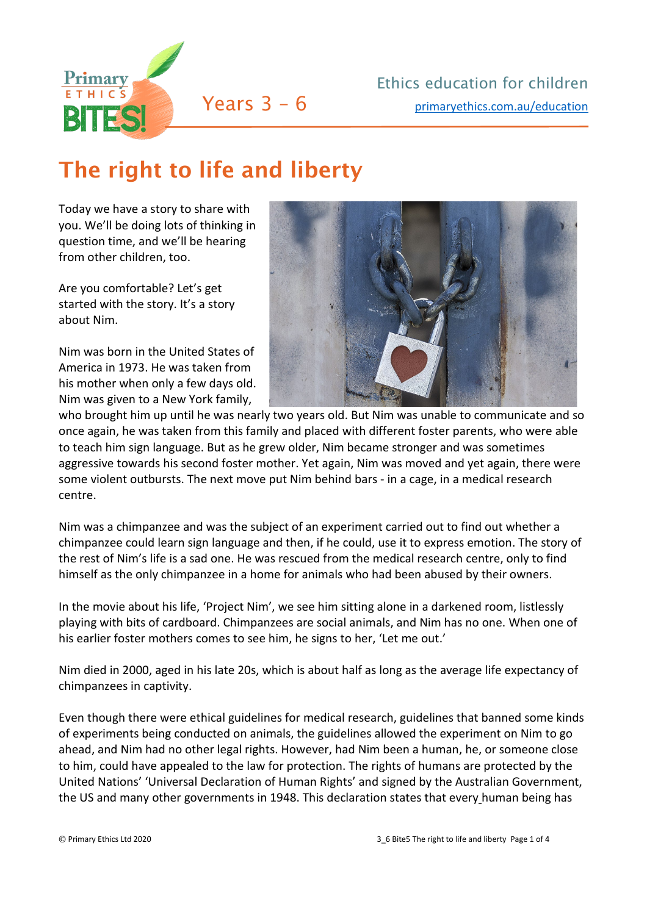Primary ETHICS BITES!

Years 3 – 6

Ethics education for children
primaryethics.com.au/education

# The right to life and liberty

Today we have a story to share with you. We'll be doing lots of thinking in question time, and we'll be hearing from other children, too.

Are you comfortable? Let's get started with the story. It's a story about Nim.

Nim was born in the United States of America in 1973. He was taken from his mother when only a few days old. Nim was given to a New York family, who brought him up until he was nearly two years old. But Nim was unable to communicate and so once again, he was taken from this family and placed with different foster parents, who were able to teach him sign language. But as he grew older, Nim became stronger and was sometimes aggressive towards his second foster mother. Yet again, Nim was moved and yet again, there were some violent outbursts. The next move put Nim behind bars - in a cage, in a medical research centre.

Nim was a chimpanzee and was the subject of an experiment carried out to find out whether a chimpanzee could learn sign language and then, if he could, use it to express emotion. The story of the rest of Nim's life is a sad one. He was rescued from the medical research centre, only to find himself as the only chimpanzee in a home for animals who had been abused by their owners.

In the movie about his life, 'Project Nim', we see him sitting alone in a darkened room, listlessly playing with bits of cardboard. Chimpanzees are social animals, and Nim has no one. When one of his earlier foster mothers comes to see him, he signs to her, 'Let me out.'

Nim died in 2000, aged in his late 20s, which is about half as long as the average life expectancy of chimpanzees in captivity.

Even though there were ethical guidelines for medical research, guidelines that banned some kinds of experiments being conducted on animals, the guidelines allowed the experiment on Nim to go ahead, and Nim had no other legal rights. However, had Nim been a human, he, or someone close to him, could have appealed to the law for protection. The rights of humans are protected by the United Nations' 'Universal Declaration of Human Rights' and signed by the Australian Government, the US and many other governments in 1948. This declaration states that every human being has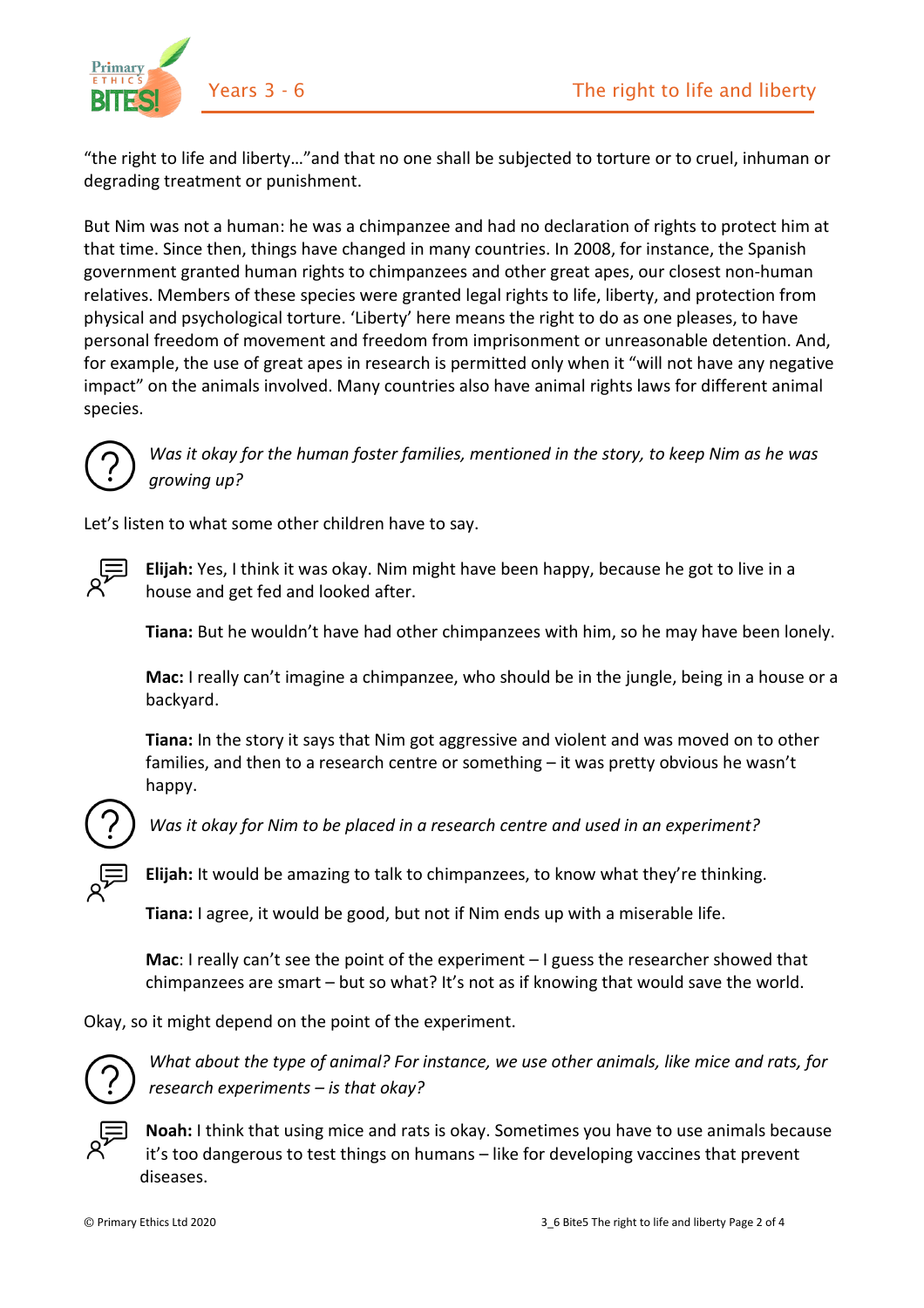"the right to life and liberty…"and that no one shall be subjected to torture or to cruel, inhuman or degrading treatment or punishment.

But Nim was not a human: he was a chimpanzee and had no declaration of rights to protect him at that time. Since then, things have changed in many countries. In 2008, for instance, the Spanish government granted human rights to chimpanzees and other great apes, our closest non-human relatives. Members of these species were granted legal rights to life, liberty, and protection from physical and psychological torture. 'Liberty' here means the right to do as one pleases, to have personal freedom of movement and freedom from imprisonment or unreasonable detention. And, for example, the use of great apes in research is permitted only when it "will not have any negative impact" on the animals involved. Many countries also have animal rights laws for different animal species.

*Was it okay for the human foster families, mentioned in the story, to keep Nim as he was growing up?*

Let's listen to what some other children have to say.

**Elijah:** Yes, I think it was okay. Nim might have been happy, because he got to live in a house and get fed and looked after.

**Tiana:** But he wouldn't have had other chimpanzees with him, so he may have been lonely.

**Mac:** I really can't imagine a chimpanzee, who should be in the jungle, being in a house or a backyard.

**Tiana:** In the story it says that Nim got aggressive and violent and was moved on to other families, and then to a research centre or something – it was pretty obvious he wasn't happy.

*Was it okay for Nim to be placed in a research centre and used in an experiment?*

**Elijah:** It would be amazing to talk to chimpanzees, to know what they're thinking.

**Tiana:** I agree, it would be good, but not if Nim ends up with a miserable life.

**Mac**: I really can't see the point of the experiment – I guess the researcher showed that chimpanzees are smart – but so what? It's not as if knowing that would save the world.

Okay, so it might depend on the point of the experiment.

*What about the type of animal? For instance, we use other animals, like mice and rats, for research experiments – is that okay?*

**Noah:** I think that using mice and rats is okay. Sometimes you have to use animals because it's too dangerous to test things on humans – like for developing vaccines that prevent diseases.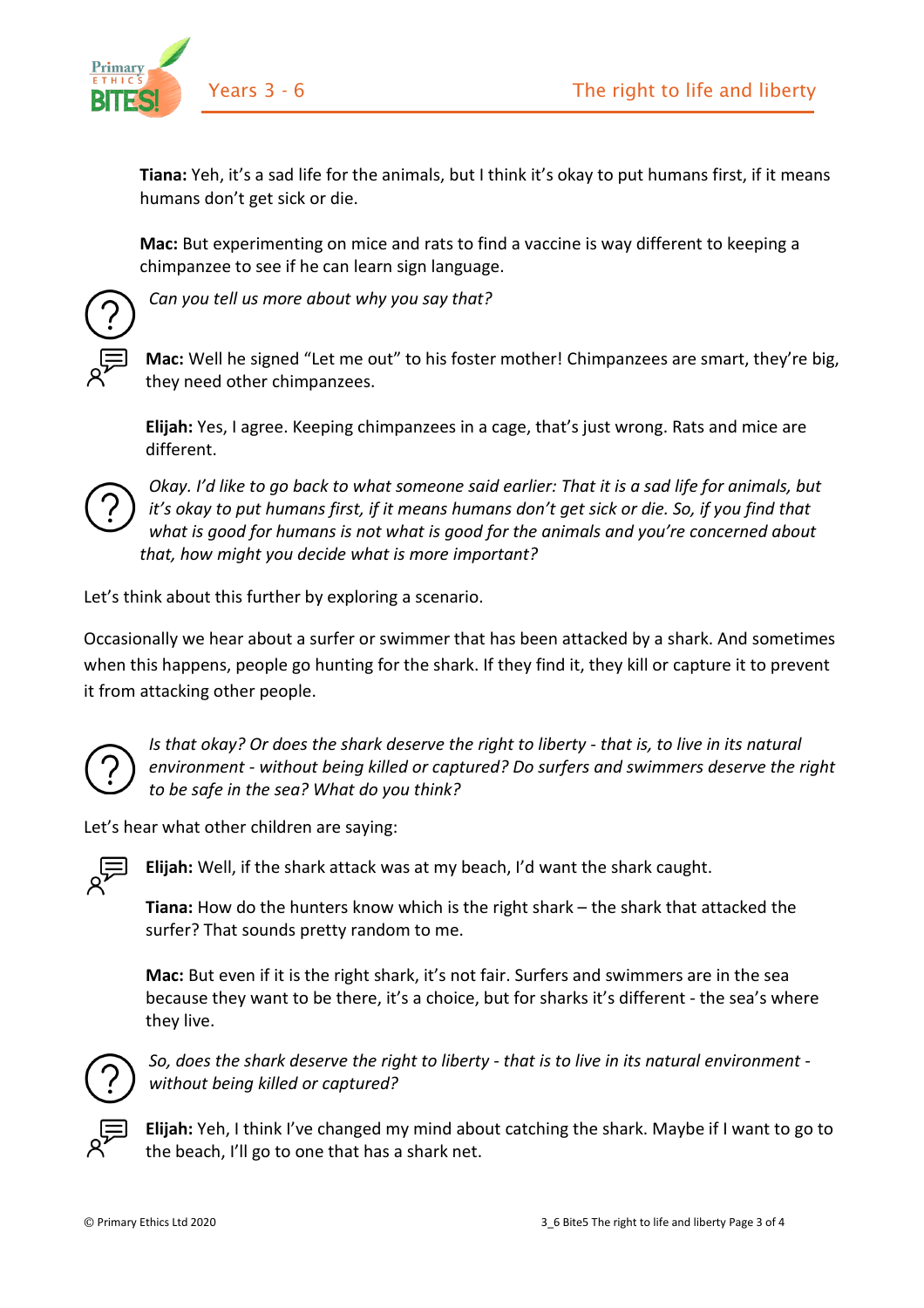**Tiana:** Yeh, it's a sad life for the animals, but I think it's okay to put humans first, if it means humans don't get sick or die.

**Mac:** But experimenting on mice and rats to find a vaccine is way different to keeping a chimpanzee to see if he can learn sign language.

*Can you tell us more about why you say that?*

**Mac:** Well he signed "Let me out" to his foster mother! Chimpanzees are smart, they're big, they need other chimpanzees.

**Elijah:** Yes, I agree. Keeping chimpanzees in a cage, that's just wrong. Rats and mice are different.

*Okay. I'd like to go back to what someone said earlier: That it is a sad life for animals, but it's okay to put humans first, if it means humans don't get sick or die. So, if you find that what is good for humans is not what is good for the animals and you're concerned about that, how might you decide what is more important?*

Let's think about this further by exploring a scenario.

Occasionally we hear about a surfer or swimmer that has been attacked by a shark. And sometimes when this happens, people go hunting for the shark. If they find it, they kill or capture it to prevent it from attacking other people.

*Is that okay? Or does the shark deserve the right to liberty - that is, to live in its natural environment - without being killed or captured? Do surfers and swimmers deserve the right to be safe in the sea? What do you think?*

Let's hear what other children are saying:

**Elijah:** Well, if the shark attack was at my beach, I'd want the shark caught.

**Tiana:** How do the hunters know which is the right shark – the shark that attacked the surfer? That sounds pretty random to me.

**Mac:** But even if it is the right shark, it's not fair. Surfers and swimmers are in the sea because they want to be there, it's a choice, but for sharks it's different - the sea's where they live.

*So, does the shark deserve the right to liberty - that is to live in its natural environment - without being killed or captured?*

**Elijah:** Yeh, I think I've changed my mind about catching the shark. Maybe if I want to go to the beach, I'll go to one that has a shark net.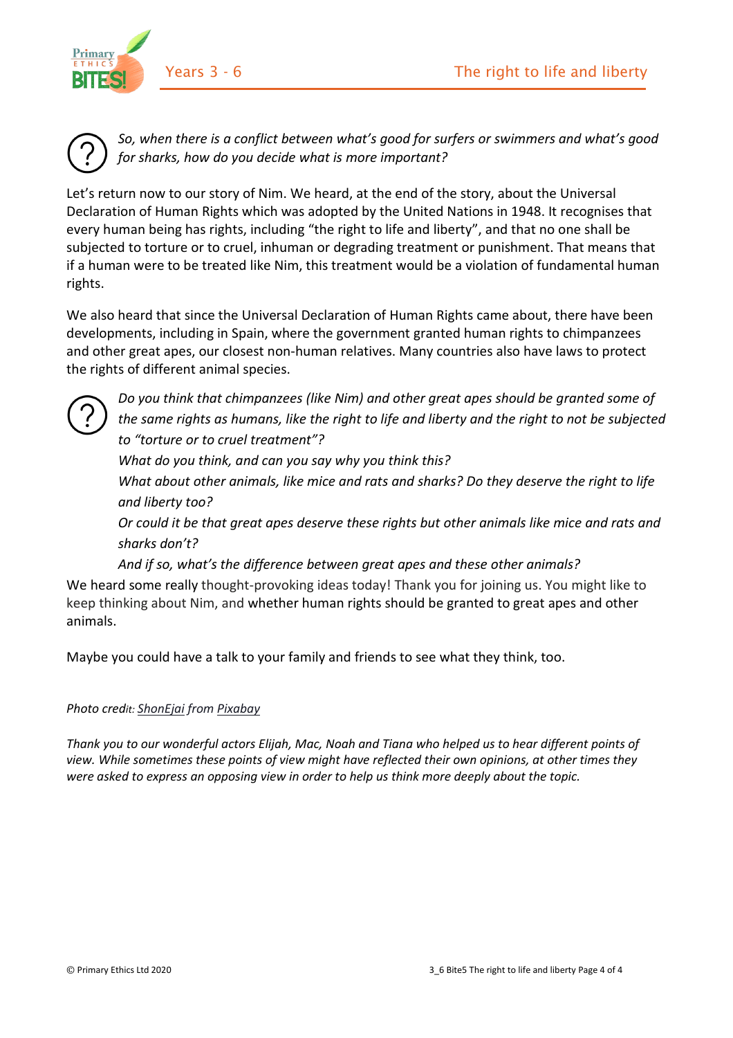*So, when there is a conflict between what's good for surfers or swimmers and what's good for sharks, how do you decide what is more important?*

Let's return now to our story of Nim. We heard, at the end of the story, about the Universal Declaration of Human Rights which was adopted by the United Nations in 1948. It recognises that every human being has rights, including "the right to life and liberty", and that no one shall be subjected to torture or to cruel, inhuman or degrading treatment or punishment. That means that if a human were to be treated like Nim, this treatment would be a violation of fundamental human rights.

We also heard that since the Universal Declaration of Human Rights came about, there have been developments, including in Spain, where the government granted human rights to chimpanzees and other great apes, our closest non-human relatives. Many countries also have laws to protect the rights of different animal species.

*Do you think that chimpanzees (like Nim) and other great apes should be granted some of the same rights as humans, like the right to life and liberty and the right to not be subjected to "torture or to cruel treatment"?*

*What do you think, and can you say why you think this?*

*What about other animals, like mice and rats and sharks? Do they deserve the right to life and liberty too?*

*Or could it be that great apes deserve these rights but other animals like mice and rats and sharks don't?*

*And if so, what's the difference between great apes and these other animals?*

We heard some really thought-provoking ideas today! Thank you for joining us. You might like to keep thinking about Nim, and whether human rights should be granted to great apes and other animals.

Maybe you could have a talk to your family and friends to see what they think, too.

*Photo credit: ShonEjai from Pixabay*

*Thank you to our wonderful actors Elijah, Mac, Noah and Tiana who helped us to hear different points of view. While sometimes these points of view might have reflected their own opinions, at other times they were asked to express an opposing view in order to help us think more deeply about the topic.*

© Primary Ethics Ltd 2020